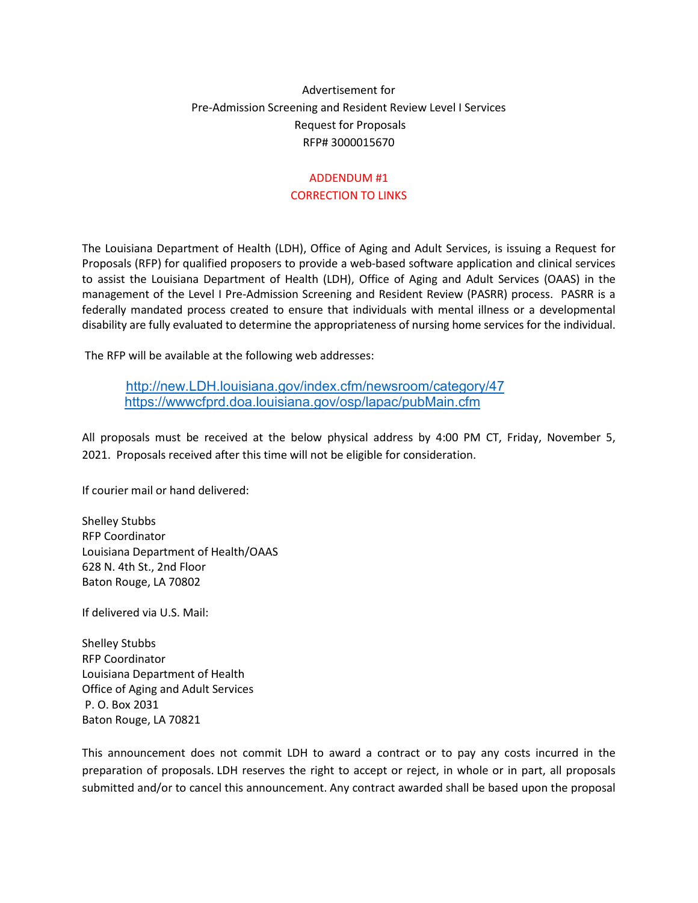Advertisement for
Pre-Admission Screening and Resident Review Level I Services
Request for Proposals
RFP# 3000015670

ADDENDUM #1
CORRECTION TO LINKS

The Louisiana Department of Health (LDH), Office of Aging and Adult Services, is issuing a Request for Proposals (RFP) for qualified proposers to provide a web-based software application and clinical services to assist the Louisiana Department of Health (LDH), Office of Aging and Adult Services (OAAS) in the management of the Level I Pre-Admission Screening and Resident Review (PASRR) process. PASRR is a federally mandated process created to ensure that individuals with mental illness or a developmental disability are fully evaluated to determine the appropriateness of nursing home services for the individual.

The RFP will be available at the following web addresses:

http://new.LDH.louisiana.gov/index.cfm/newsroom/category/47
https://wwwcfprd.doa.louisiana.gov/osp/lapac/pubMain.cfm

All proposals must be received at the below physical address by 4:00 PM CT, Friday, November 5, 2021. Proposals received after this time will not be eligible for consideration.

If courier mail or hand delivered:

Shelley Stubbs
RFP Coordinator
Louisiana Department of Health/OAAS
628 N. 4th St., 2nd Floor
Baton Rouge, LA 70802

If delivered via U.S. Mail:

Shelley Stubbs
RFP Coordinator
Louisiana Department of Health
Office of Aging and Adult Services
P. O. Box 2031
Baton Rouge, LA 70821

This announcement does not commit LDH to award a contract or to pay any costs incurred in the preparation of proposals. LDH reserves the right to accept or reject, in whole or in part, all proposals submitted and/or to cancel this announcement. Any contract awarded shall be based upon the proposal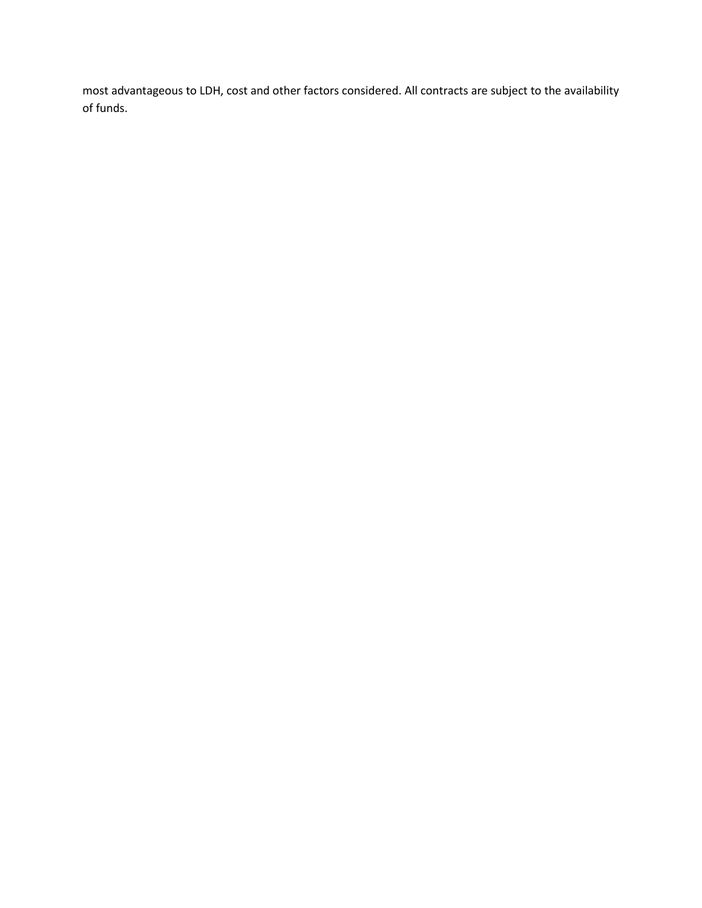most advantageous to LDH, cost and other factors considered. All contracts are subject to the availability of funds.